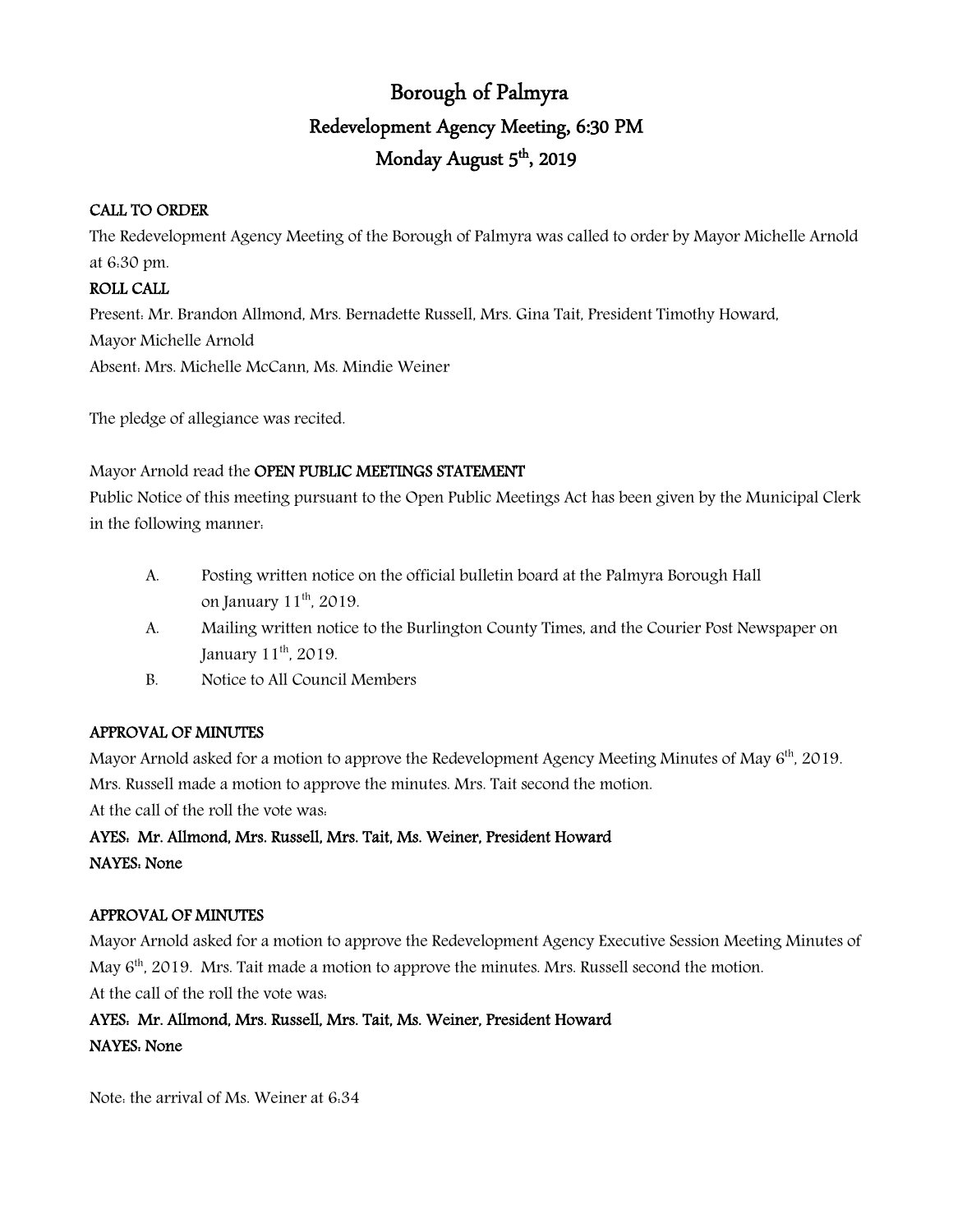# Borough of Palmyra

## Redevelopment Agency Meeting, 6:30 PM

## Monday August 5th, 2019

**CALL TO ORDER**

The Redevelopment Agency Meeting of the Borough of Palmyra was called to order by Mayor Michelle Arnold at 6:30 pm.

**ROLL CALL**

Present: Mr. Brandon Allmond, Mrs. Bernadette Russell, Mrs. Gina Tait, President Timothy Howard, Mayor Michelle Arnold

Absent: Mrs. Michelle McCann, Ms. Mindie Weiner

The pledge of allegiance was recited.

Mayor Arnold read the **OPEN PUBLIC MEETINGS STATEMENT**

Public Notice of this meeting pursuant to the Open Public Meetings Act has been given by the Municipal Clerk in the following manner:

A. Posting written notice on the official bulletin board at the Palmyra Borough Hall on January 11th, 2019.

A. Mailing written notice to the Burlington County Times, and the Courier Post Newspaper on January 11th, 2019.

B. Notice to All Council Members

**APPROVAL OF MINUTES**

Mayor Arnold asked for a motion to approve the Redevelopment Agency Meeting Minutes of May 6th, 2019. Mrs. Russell made a motion to approve the minutes. Mrs. Tait second the motion.

At the call of the roll the vote was:

**AYES: Mr. Allmond, Mrs. Russell, Mrs. Tait, Ms. Weiner, President Howard**

**NAYES: None**

**APPROVAL OF MINUTES**

Mayor Arnold asked for a motion to approve the Redevelopment Agency Executive Session Meeting Minutes of May 6th, 2019. Mrs. Tait made a motion to approve the minutes. Mrs. Russell second the motion.

At the call of the roll the vote was:

**AYES: Mr. Allmond, Mrs. Russell, Mrs. Tait, Ms. Weiner, President Howard**

**NAYES: None**

Note: the arrival of Ms. Weiner at 6:34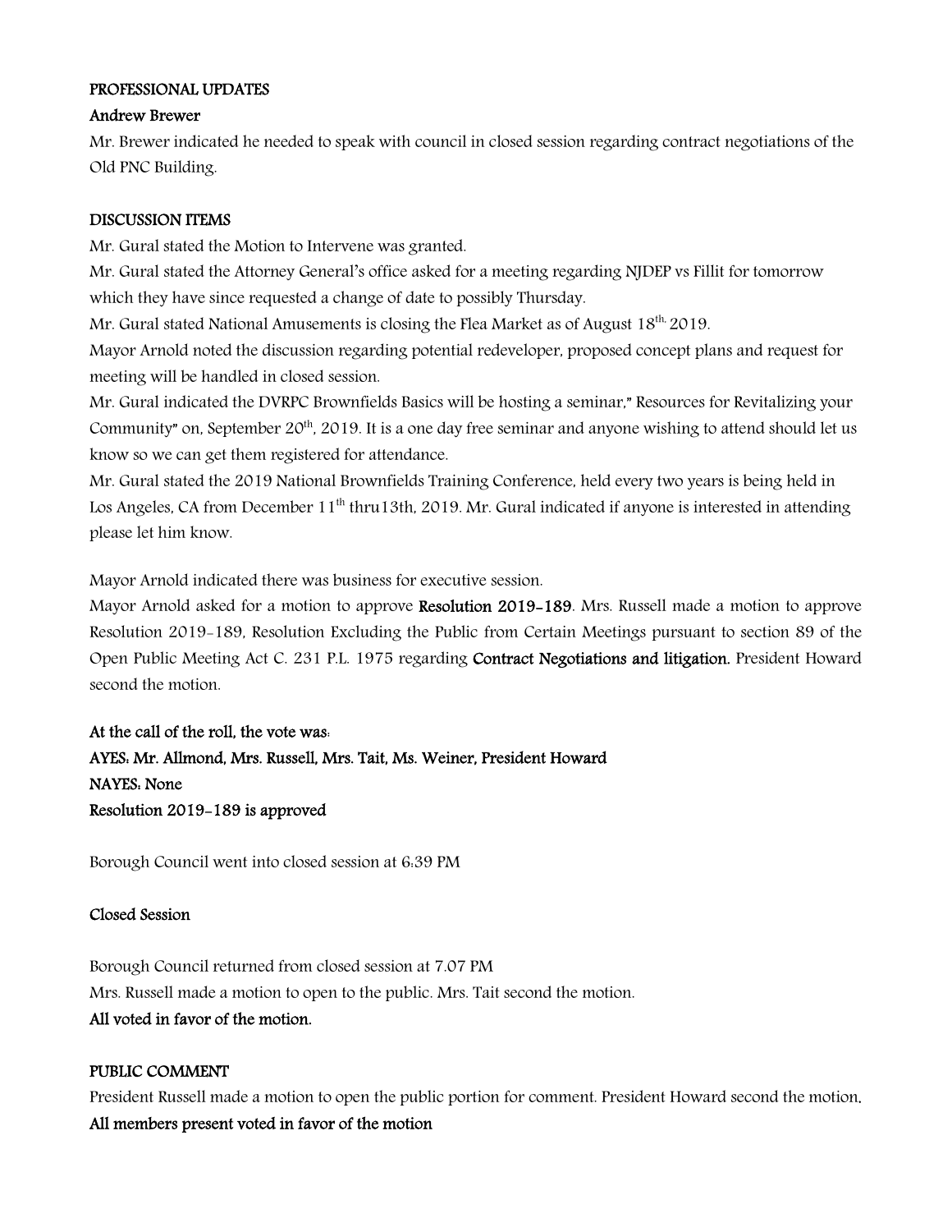**PROFESSIONAL UPDATES**

**Andrew Brewer**

Mr. Brewer indicated he needed to speak with council in closed session regarding contract negotiations of the Old PNC Building.

**DISCUSSION ITEMS**

Mr. Gural stated the Motion to Intervene was granted.

Mr. Gural stated the Attorney General's office asked for a meeting regarding NJDEP vs Fillit for tomorrow which they have since requested a change of date to possibly Thursday.

Mr. Gural stated National Amusements is closing the Flea Market as of August 18th, 2019.

Mayor Arnold noted the discussion regarding potential redeveloper, proposed concept plans and request for meeting will be handled in closed session.

Mr. Gural indicated the DVRPC Brownfields Basics will be hosting a seminar," Resources for Revitalizing your Community" on, September 20th, 2019. It is a one day free seminar and anyone wishing to attend should let us know so we can get them registered for attendance.

Mr. Gural stated the 2019 National Brownfields Training Conference, held every two years is being held in Los Angeles, CA from December 11th thru13th, 2019. Mr. Gural indicated if anyone is interested in attending please let him know.

Mayor Arnold indicated there was business for executive session.

Mayor Arnold asked for a motion to approve **Resolution 2019-189**. Mrs. Russell made a motion to approve Resolution 2019-189, Resolution Excluding the Public from Certain Meetings pursuant to section 89 of the Open Public Meeting Act C. 231 P.L. 1975 regarding **Contract Negotiations and litigation.** President Howard second the motion.

**At the call of the roll, the vote was:**
**AYES: Mr. Allmond, Mrs. Russell, Mrs. Tait, Ms. Weiner, President Howard**
**NAYES: None**
**Resolution 2019-189 is approved**

Borough Council went into closed session at 6:39 PM

**Closed Session**

Borough Council returned from closed session at 7.07 PM

Mrs. Russell made a motion to open to the public. Mrs. Tait second the motion.

**All voted in favor of the motion.**

**PUBLIC COMMENT**

President Russell made a motion to open the public portion for comment. President Howard second the motion.

**All members present voted in favor of the motion**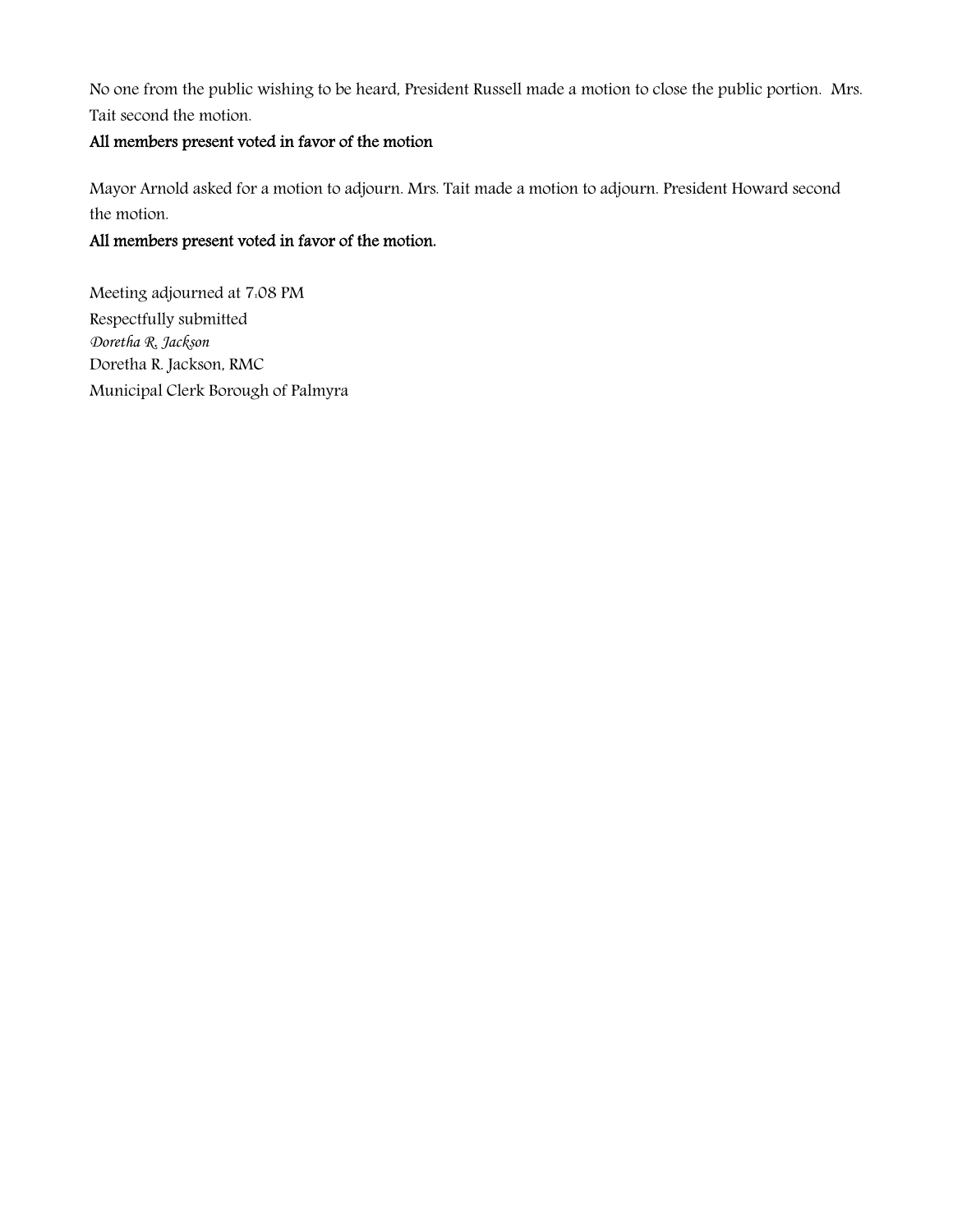No one from the public wishing to be heard, President Russell made a motion to close the public portion. Mrs. Tait second the motion.

**All members present voted in favor of the motion**

Mayor Arnold asked for a motion to adjourn. Mrs. Tait made a motion to adjourn. President Howard second the motion.

**All members present voted in favor of the motion.**

Meeting adjourned at 7:08 PM
Respectfully submitted
*Doretha R. Jackson*
Doretha R. Jackson, RMC
Municipal Clerk Borough of Palmyra